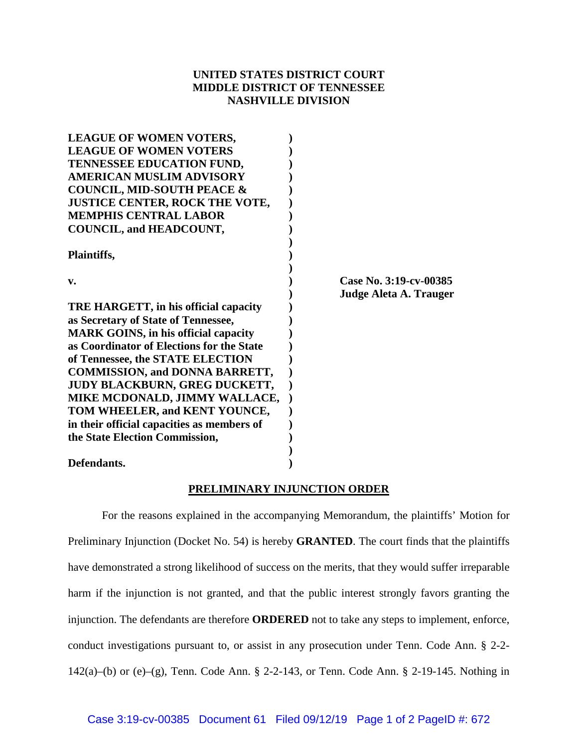**UNITED STATES DISTRICT COURT**
**MIDDLE DISTRICT OF TENNESSEE**
**NASHVILLE DIVISION**

| | | |
|---|---|---|
| **LEAGUE OF WOMEN VOTERS, LEAGUE OF WOMEN VOTERS TENNESSEE EDUCATION FUND, AMERICAN MUSLIM ADVISORY COUNCIL, MID-SOUTH PEACE & JUSTICE CENTER, ROCK THE VOTE, MEMPHIS CENTRAL LABOR COUNCIL, and HEADCOUNT,** | ) | |
| **Plaintiffs,** | ) | |
| **v.** | ) | **Case No. 3:19-cv-00385** |
| | ) | **Judge Aleta A. Trauger** |
| **TRE HARGETT, in his official capacity as Secretary of State of Tennessee, MARK GOINS, in his official capacity as Coordinator of Elections for the State of Tennessee, the STATE ELECTION COMMISSION, and DONNA BARRETT, JUDY BLACKBURN, GREG DUCKETT, MIKE MCDONALD, JIMMY WALLACE, TOM WHEELER, and KENT YOUNCE, in their official capacities as members of the State Election Commission,** | ) | |
| **Defendants.** | ) | |

## PRELIMINARY INJUNCTION ORDER

For the reasons explained in the accompanying Memorandum, the plaintiffs' Motion for Preliminary Injunction (Docket No. 54) is hereby **GRANTED**. The court finds that the plaintiffs have demonstrated a strong likelihood of success on the merits, that they would suffer irreparable harm if the injunction is not granted, and that the public interest strongly favors granting the injunction. The defendants are therefore **ORDERED** not to take any steps to implement, enforce, conduct investigations pursuant to, or assist in any prosecution under Tenn. Code Ann. § 2-2-142(a)–(b) or (e)–(g), Tenn. Code Ann. § 2-2-143, or Tenn. Code Ann. § 2-19-145. Nothing in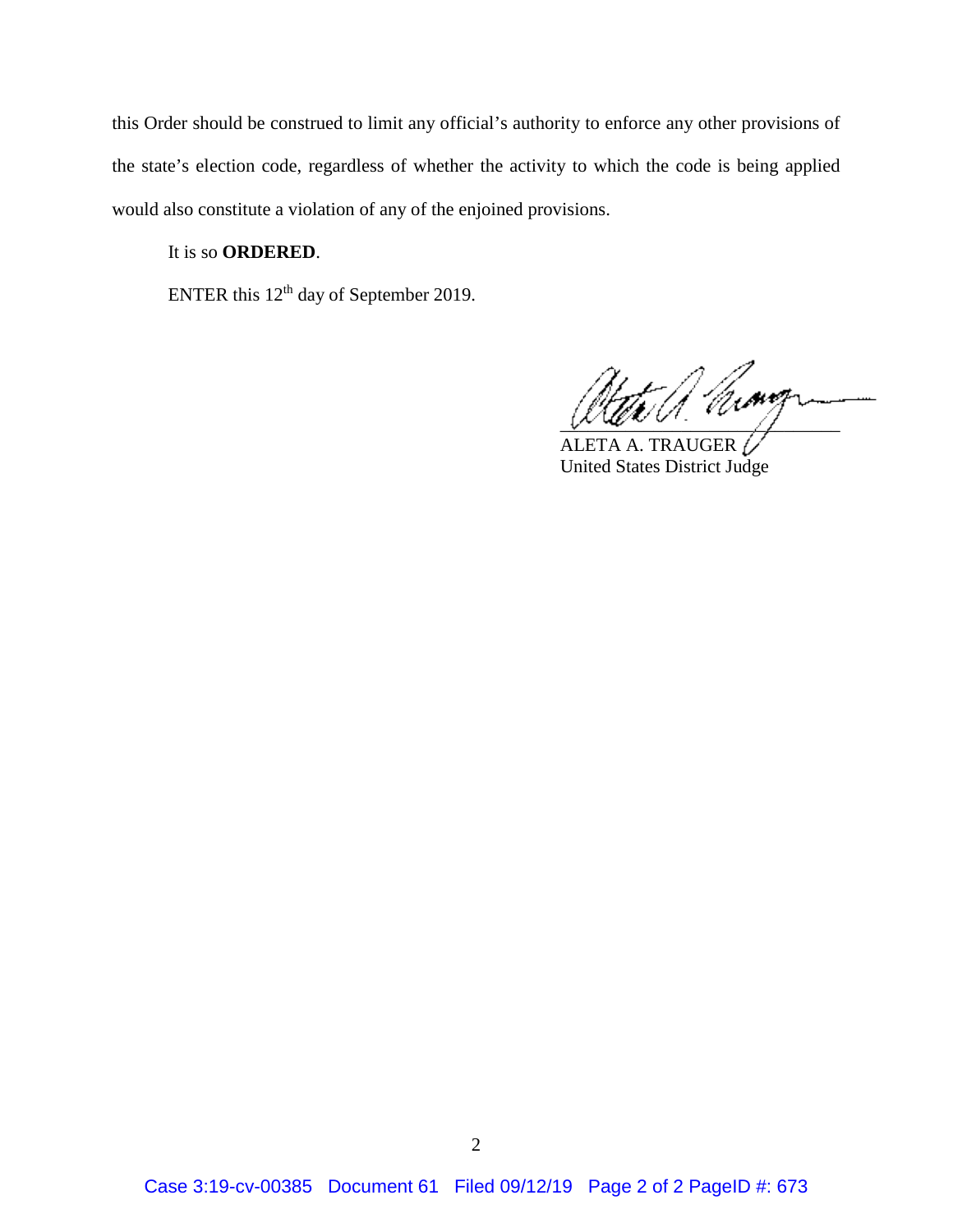this Order should be construed to limit any official's authority to enforce any other provisions of the state's election code, regardless of whether the activity to which the code is being applied would also constitute a violation of any of the enjoined provisions.

It is so **ORDERED**.

ENTER this 12th day of September 2019.

ALETA A. TRAUGER
United States District Judge